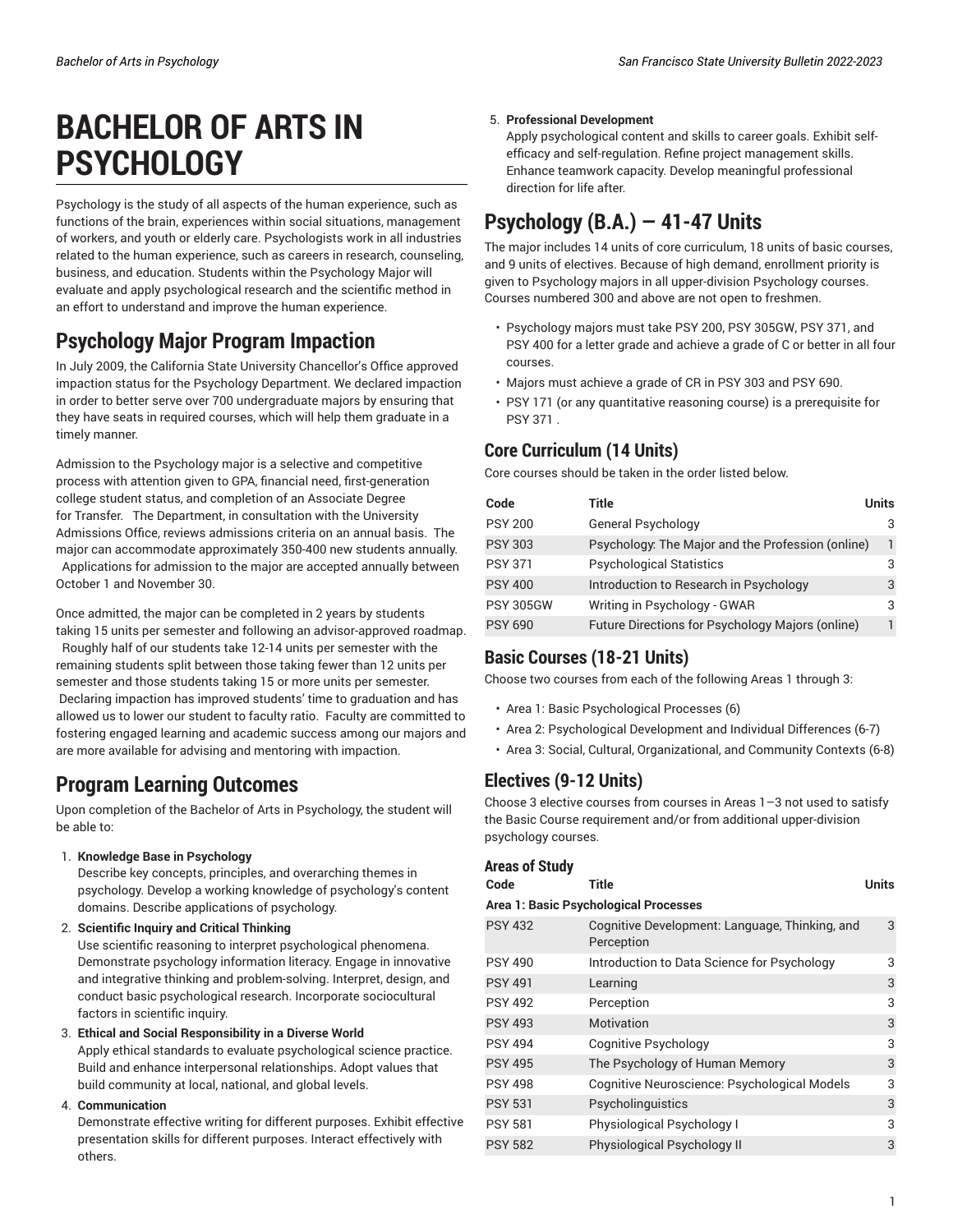# BACHELOR OF ARTS IN PSYCHOLOGY

Psychology is the study of all aspects of the human experience, such as functions of the brain, experiences within social situations, management of workers, and youth or elderly care. Psychologists work in all industries related to the human experience, such as careers in research, counseling, business, and education. Students within the Psychology Major will evaluate and apply psychological research and the scientific method in an effort to understand and improve the human experience.

## Psychology Major Program Impaction

In July 2009, the California State University Chancellor's Office approved impaction status for the Psychology Department. We declared impaction in order to better serve over 700 undergraduate majors by ensuring that they have seats in required courses, which will help them graduate in a timely manner.

Admission to the Psychology major is a selective and competitive process with attention given to GPA, financial need, first-generation college student status, and completion of an Associate Degree for Transfer. The Department, in consultation with the University Admissions Office, reviews admissions criteria on an annual basis. The major can accommodate approximately 350-400 new students annually. Applications for admission to the major are accepted annually between October 1 and November 30.

Once admitted, the major can be completed in 2 years by students taking 15 units per semester and following an advisor-approved roadmap. Roughly half of our students take 12-14 units per semester with the remaining students split between those taking fewer than 12 units per semester and those students taking 15 or more units per semester. Declaring impaction has improved students' time to graduation and has allowed us to lower our student to faculty ratio. Faculty are committed to fostering engaged learning and academic success among our majors and are more available for advising and mentoring with impaction.

## Program Learning Outcomes

Upon completion of the Bachelor of Arts in Psychology, the student will be able to:

1. **Knowledge Base in Psychology**
   Describe key concepts, principles, and overarching themes in psychology. Develop a working knowledge of psychology's content domains. Describe applications of psychology.
2. **Scientific Inquiry and Critical Thinking**
   Use scientific reasoning to interpret psychological phenomena. Demonstrate psychology information literacy. Engage in innovative and integrative thinking and problem-solving. Interpret, design, and conduct basic psychological research. Incorporate sociocultural factors in scientific inquiry.
3. **Ethical and Social Responsibility in a Diverse World**
   Apply ethical standards to evaluate psychological science practice. Build and enhance interpersonal relationships. Adopt values that build community at local, national, and global levels.
4. **Communication**
   Demonstrate effective writing for different purposes. Exhibit effective presentation skills for different purposes. Interact effectively with others.
5. **Professional Development**
   Apply psychological content and skills to career goals. Exhibit self-efficacy and self-regulation. Refine project management skills. Enhance teamwork capacity. Develop meaningful professional direction for life after.

## Psychology (B.A.) — 41-47 Units

The major includes 14 units of core curriculum, 18 units of basic courses, and 9 units of electives. Because of high demand, enrollment priority is given to Psychology majors in all upper-division Psychology courses. Courses numbered 300 and above are not open to freshmen.

- Psychology majors must take PSY 200, PSY 305GW, PSY 371, and PSY 400 for a letter grade and achieve a grade of C or better in all four courses.
- Majors must achieve a grade of CR in PSY 303 and PSY 690.
- PSY 171 (or any quantitative reasoning course) is a prerequisite for PSY 371 .

### Core Curriculum (14 Units)

Core courses should be taken in the order listed below.

| Code | Title | Units |
|---|---|---|
| PSY 200 | General Psychology | 3 |
| PSY 303 | Psychology: The Major and the Profession (online) | 1 |
| PSY 371 | Psychological Statistics | 3 |
| PSY 400 | Introduction to Research in Psychology | 3 |
| PSY 305GW | Writing in Psychology - GWAR | 3 |
| PSY 690 | Future Directions for Psychology Majors (online) | 1 |

### Basic Courses (18-21 Units)

Choose two courses from each of the following Areas 1 through 3:

- Area 1: Basic Psychological Processes (6)
- Area 2: Psychological Development and Individual Differences (6-7)
- Area 3: Social, Cultural, Organizational, and Community Contexts (6-8)

### Electives (9-12 Units)

Choose 3 elective courses from courses in Areas 1–3 not used to satisfy the Basic Course requirement and/or from additional upper-division psychology courses.

#### Areas of Study

| Code | Title | Units |
|---|---|---|
| **Area 1: Basic Psychological Processes** | | |
| PSY 432 | Cognitive Development: Language, Thinking, and Perception | 3 |
| PSY 490 | Introduction to Data Science for Psychology | 3 |
| PSY 491 | Learning | 3 |
| PSY 492 | Perception | 3 |
| PSY 493 | Motivation | 3 |
| PSY 494 | Cognitive Psychology | 3 |
| PSY 495 | The Psychology of Human Memory | 3 |
| PSY 498 | Cognitive Neuroscience: Psychological Models | 3 |
| PSY 531 | Psycholinguistics | 3 |
| PSY 581 | Physiological Psychology I | 3 |
| PSY 582 | Physiological Psychology II | 3 |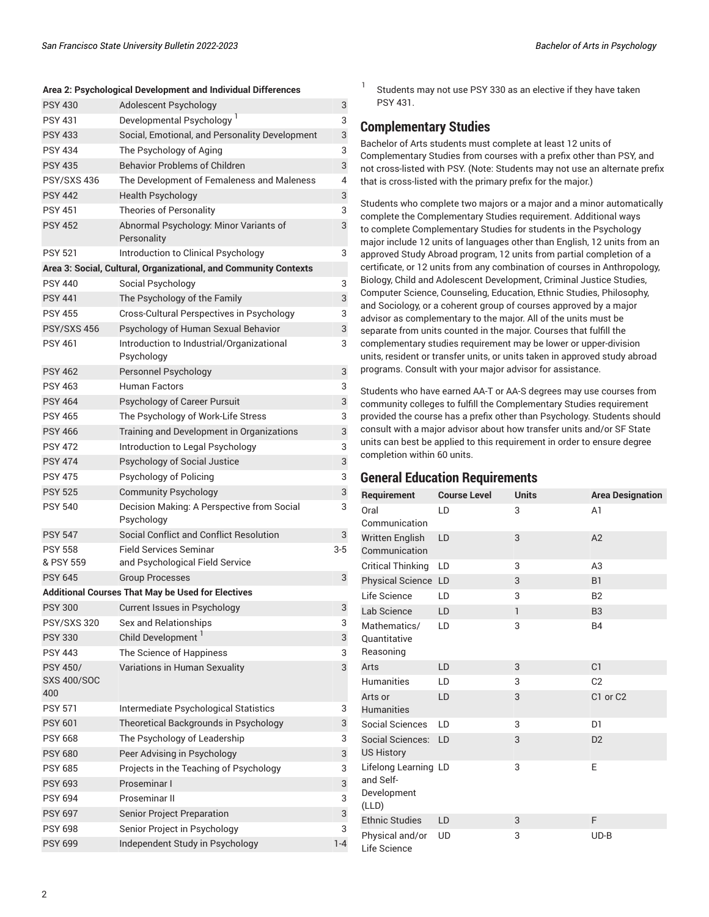| | | |
|---|---|---|
| **Area 2: Psychological Development and Individual Differences** | | |
| PSY 430 | Adolescent Psychology | 3 |
| PSY 431 | Developmental Psychology [1] | 3 |
| PSY 433 | Social, Emotional, and Personality Development | 3 |
| PSY 434 | The Psychology of Aging | 3 |
| PSY 435 | Behavior Problems of Children | 3 |
| PSY/SXS 436 | The Development of Femaleness and Maleness | 4 |
| PSY 442 | Health Psychology | 3 |
| PSY 451 | Theories of Personality | 3 |
| PSY 452 | Abnormal Psychology: Minor Variants of Personality | 3 |
| PSY 521 | Introduction to Clinical Psychology | 3 |
| **Area 3: Social, Cultural, Organizational, and Community Contexts** | | |
| PSY 440 | Social Psychology | 3 |
| PSY 441 | The Psychology of the Family | 3 |
| PSY 455 | Cross-Cultural Perspectives in Psychology | 3 |
| PSY/SXS 456 | Psychology of Human Sexual Behavior | 3 |
| PSY 461 | Introduction to Industrial/Organizational Psychology | 3 |
| PSY 462 | Personnel Psychology | 3 |
| PSY 463 | Human Factors | 3 |
| PSY 464 | Psychology of Career Pursuit | 3 |
| PSY 465 | The Psychology of Work-Life Stress | 3 |
| PSY 466 | Training and Development in Organizations | 3 |
| PSY 472 | Introduction to Legal Psychology | 3 |
| PSY 474 | Psychology of Social Justice | 3 |
| PSY 475 | Psychology of Policing | 3 |
| PSY 525 | Community Psychology | 3 |
| PSY 540 | Decision Making: A Perspective from Social Psychology | 3 |
| PSY 547 | Social Conflict and Conflict Resolution | 3 |
| PSY 558 & PSY 559 | Field Services Seminar and Psychological Field Service | 3-5 |
| PSY 645 | Group Processes | 3 |
| **Additional Courses That May be Used for Electives** | | |
| PSY 300 | Current Issues in Psychology | 3 |
| PSY/SXS 320 | Sex and Relationships | 3 |
| PSY 330 | Child Development [1] | 3 |
| PSY 443 | The Science of Happiness | 3 |
| PSY 450/ SXS 400/SOC 400 | Variations in Human Sexuality | 3 |
| PSY 571 | Intermediate Psychological Statistics | 3 |
| PSY 601 | Theoretical Backgrounds in Psychology | 3 |
| PSY 668 | The Psychology of Leadership | 3 |
| PSY 680 | Peer Advising in Psychology | 3 |
| PSY 685 | Projects in the Teaching of Psychology | 3 |
| PSY 693 | Proseminar I | 3 |
| PSY 694 | Proseminar II | 3 |
| PSY 697 | Senior Project Preparation | 3 |
| PSY 698 | Senior Project in Psychology | 3 |
| PSY 699 | Independent Study in Psychology | 1-4 |

[1] Students may not use PSY 330 as an elective if they have taken PSY 431.

## Complementary Studies

Bachelor of Arts students must complete at least 12 units of Complementary Studies from courses with a prefix other than PSY, and not cross-listed with PSY. (Note: Students may not use an alternate prefix that is cross-listed with the primary prefix for the major.)

Students who complete two majors or a major and a minor automatically complete the Complementary Studies requirement. Additional ways to complete Complementary Studies for students in the Psychology major include 12 units of languages other than English, 12 units from an approved Study Abroad program, 12 units from partial completion of a certificate, or 12 units from any combination of courses in Anthropology, Biology, Child and Adolescent Development, Criminal Justice Studies, Computer Science, Counseling, Education, Ethnic Studies, Philosophy, and Sociology, or a coherent group of courses approved by a major advisor as complementary to the major. All of the units must be separate from units counted in the major. Courses that fulfill the complementary studies requirement may be lower or upper-division units, resident or transfer units, or units taken in approved study abroad programs. Consult with your major advisor for assistance.

Students who have earned AA-T or AA-S degrees may use courses from community colleges to fulfill the Complementary Studies requirement provided the course has a prefix other than Psychology. Students should consult with a major advisor about how transfer units and/or SF State units can best be applied to this requirement in order to ensure degree completion within 60 units.

## General Education Requirements

| Requirement | Course Level | Units | Area Designation |
|---|---|---|---|
| Oral Communication | LD | 3 | A1 |
| Written English Communication | LD | 3 | A2 |
| Critical Thinking | LD | 3 | A3 |
| Physical Science | LD | 3 | B1 |
| Life Science | LD | 3 | B2 |
| Lab Science | LD | 1 | B3 |
| Mathematics/ Quantitative Reasoning | LD | 3 | B4 |
| Arts | LD | 3 | C1 |
| Humanities | LD | 3 | C2 |
| Arts or Humanities | LD | 3 | C1 or C2 |
| Social Sciences | LD | 3 | D1 |
| Social Sciences: US History | LD | 3 | D2 |
| Lifelong Learning and Self-Development (LLD) | LD | 3 | E |
| Ethnic Studies | LD | 3 | F |
| Physical and/or Life Science | UD | 3 | UD-B |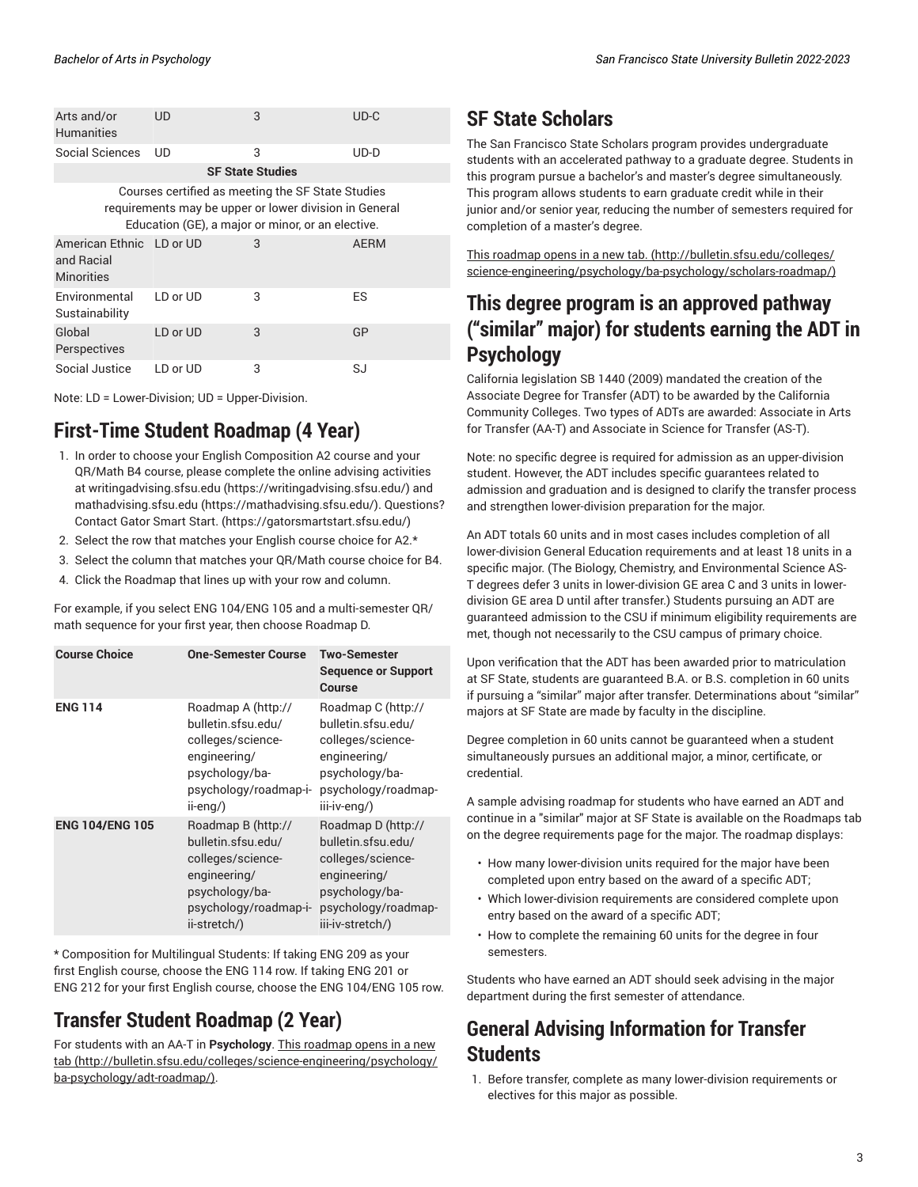| | | | |
|---|---|---|---|
| Arts and/or Humanities | UD | 3 | UD-C |
| Social Sciences | UD | 3 | UD-D |
| **SF State Studies** | | | |
| Courses certified as meeting the SF State Studies requirements may be upper or lower division in General Education (GE), a major or minor, or an elective. | | | |
| American Ethnic and Racial Minorities | LD or UD | 3 | AERM |
| Environmental Sustainability | LD or UD | 3 | ES |
| Global Perspectives | LD or UD | 3 | GP |
| Social Justice | LD or UD | 3 | SJ |

Note: LD = Lower-Division; UD = Upper-Division.

## First-Time Student Roadmap (4 Year)

1. In order to choose your English Composition A2 course and your QR/Math B4 course, please complete the online advising activities at writingadvising.sfsu.edu (https://writingadvising.sfsu.edu/) and mathadvising.sfsu.edu (https://mathadvising.sfsu.edu/). Questions? Contact Gator Smart Start. (https://gatorsmartstart.sfsu.edu/)
2. Select the row that matches your English course choice for A2.*
3. Select the column that matches your QR/Math course choice for B4.
4. Click the Roadmap that lines up with your row and column.

For example, if you select ENG 104/ENG 105 and a multi-semester QR/math sequence for your first year, then choose Roadmap D.

| Course Choice | One-Semester Course | Two-Semester Sequence or Support Course |
|---|---|---|
| **ENG 114** | Roadmap A (http://bulletin.sfsu.edu/colleges/science-engineering/psychology/ba-psychology/roadmap-i-ii-eng/) | Roadmap C (http://bulletin.sfsu.edu/colleges/science-engineering/psychology/ba-psychology/roadmap-iii-iv-eng/) |
| **ENG 104/ENG 105** | Roadmap B (http://bulletin.sfsu.edu/colleges/science-engineering/psychology/ba-psychology/roadmap-i-ii-stretch/) | Roadmap D (http://bulletin.sfsu.edu/colleges/science-engineering/psychology/ba-psychology/roadmap-iii-iv-stretch/) |

* Composition for Multilingual Students: If taking ENG 209 as your first English course, choose the ENG 114 row. If taking ENG 201 or ENG 212 for your first English course, choose the ENG 104/ENG 105 row.

## Transfer Student Roadmap (2 Year)

For students with an AA-T in **Psychology**. This roadmap opens in a new tab (http://bulletin.sfsu.edu/colleges/science-engineering/psychology/ba-psychology/adt-roadmap/).

## SF State Scholars

The San Francisco State Scholars program provides undergraduate students with an accelerated pathway to a graduate degree. Students in this program pursue a bachelor's and master's degree simultaneously. This program allows students to earn graduate credit while in their junior and/or senior year, reducing the number of semesters required for completion of a master's degree.

This roadmap opens in a new tab. (http://bulletin.sfsu.edu/colleges/science-engineering/psychology/ba-psychology/scholars-roadmap/)

## This degree program is an approved pathway ("similar" major) for students earning the ADT in Psychology

California legislation SB 1440 (2009) mandated the creation of the Associate Degree for Transfer (ADT) to be awarded by the California Community Colleges. Two types of ADTs are awarded: Associate in Arts for Transfer (AA-T) and Associate in Science for Transfer (AS-T).

Note: no specific degree is required for admission as an upper-division student. However, the ADT includes specific guarantees related to admission and graduation and is designed to clarify the transfer process and strengthen lower-division preparation for the major.

An ADT totals 60 units and in most cases includes completion of all lower-division General Education requirements and at least 18 units in a specific major. (The Biology, Chemistry, and Environmental Science AS-T degrees defer 3 units in lower-division GE area C and 3 units in lower-division GE area D until after transfer.) Students pursuing an ADT are guaranteed admission to the CSU if minimum eligibility requirements are met, though not necessarily to the CSU campus of primary choice.

Upon verification that the ADT has been awarded prior to matriculation at SF State, students are guaranteed B.A. or B.S. completion in 60 units if pursuing a "similar" major after transfer. Determinations about "similar" majors at SF State are made by faculty in the discipline.

Degree completion in 60 units cannot be guaranteed when a student simultaneously pursues an additional major, a minor, certificate, or credential.

A sample advising roadmap for students who have earned an ADT and continue in a "similar" major at SF State is available on the Roadmaps tab on the degree requirements page for the major. The roadmap displays:

- How many lower-division units required for the major have been completed upon entry based on the award of a specific ADT;
- Which lower-division requirements are considered complete upon entry based on the award of a specific ADT;
- How to complete the remaining 60 units for the degree in four semesters.

Students who have earned an ADT should seek advising in the major department during the first semester of attendance.

## General Advising Information for Transfer Students

1. Before transfer, complete as many lower-division requirements or electives for this major as possible.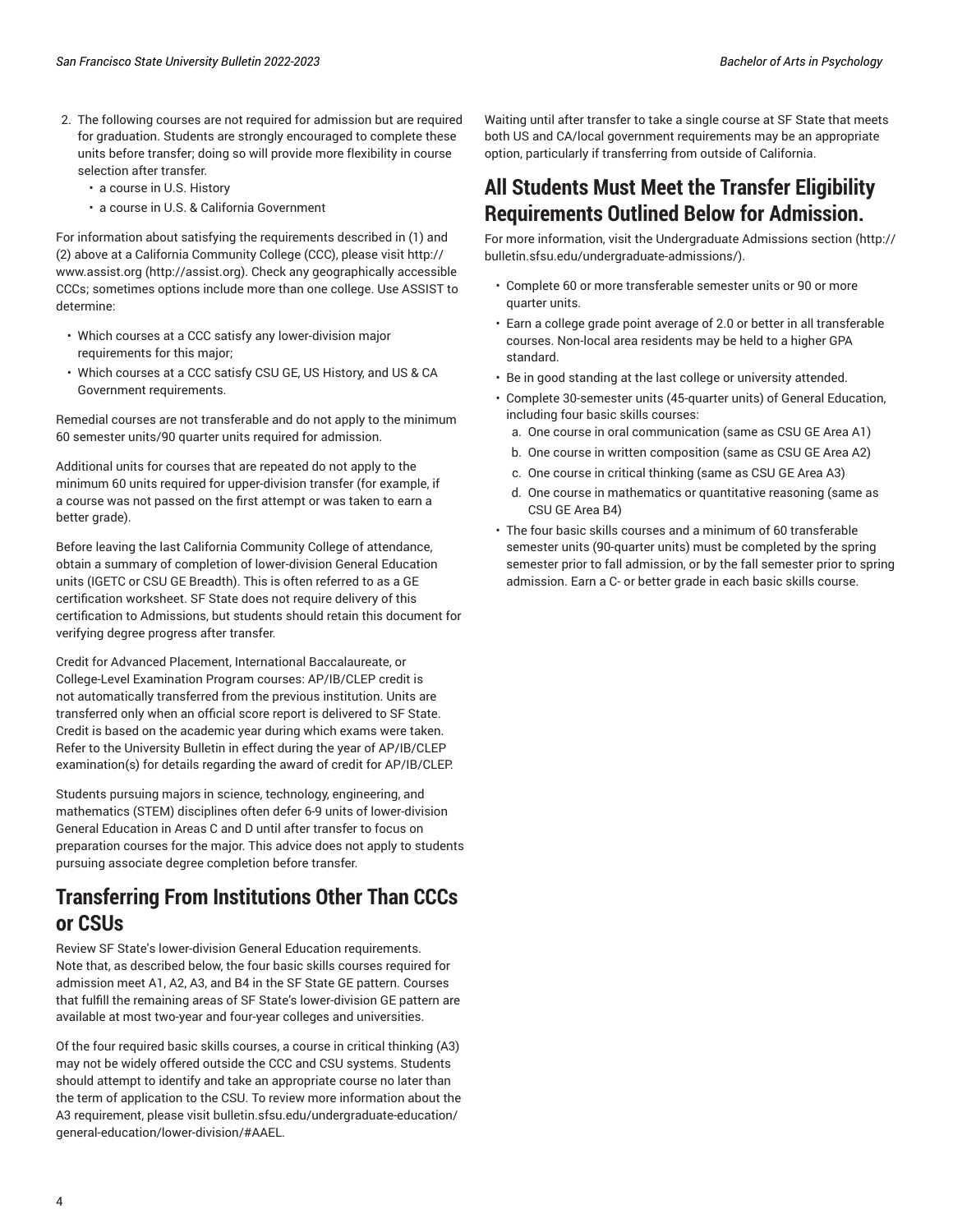2. The following courses are not required for admission but are required for graduation. Students are strongly encouraged to complete these units before transfer; doing so will provide more flexibility in course selection after transfer.
    - a course in U.S. History
    - a course in U.S. & California Government

For information about satisfying the requirements described in (1) and (2) above at a California Community College (CCC), please visit http://www.assist.org (http://assist.org). Check any geographically accessible CCCs; sometimes options include more than one college. Use ASSIST to determine:

- Which courses at a CCC satisfy any lower-division major requirements for this major;
- Which courses at a CCC satisfy CSU GE, US History, and US & CA Government requirements.

Remedial courses are not transferable and do not apply to the minimum 60 semester units/90 quarter units required for admission.

Additional units for courses that are repeated do not apply to the minimum 60 units required for upper-division transfer (for example, if a course was not passed on the first attempt or was taken to earn a better grade).

Before leaving the last California Community College of attendance, obtain a summary of completion of lower-division General Education units (IGETC or CSU GE Breadth). This is often referred to as a GE certification worksheet. SF State does not require delivery of this certification to Admissions, but students should retain this document for verifying degree progress after transfer.

Credit for Advanced Placement, International Baccalaureate, or College-Level Examination Program courses: AP/IB/CLEP credit is not automatically transferred from the previous institution. Units are transferred only when an official score report is delivered to SF State. Credit is based on the academic year during which exams were taken. Refer to the University Bulletin in effect during the year of AP/IB/CLEP examination(s) for details regarding the award of credit for AP/IB/CLEP.

Students pursuing majors in science, technology, engineering, and mathematics (STEM) disciplines often defer 6-9 units of lower-division General Education in Areas C and D until after transfer to focus on preparation courses for the major. This advice does not apply to students pursuing associate degree completion before transfer.

## Transferring From Institutions Other Than CCCs or CSUs

Review SF State's lower-division General Education requirements. Note that, as described below, the four basic skills courses required for admission meet A1, A2, A3, and B4 in the SF State GE pattern. Courses that fulfill the remaining areas of SF State's lower-division GE pattern are available at most two-year and four-year colleges and universities.

Of the four required basic skills courses, a course in critical thinking (A3) may not be widely offered outside the CCC and CSU systems. Students should attempt to identify and take an appropriate course no later than the term of application to the CSU. To review more information about the A3 requirement, please visit bulletin.sfsu.edu/undergraduate-education/general-education/lower-division/#AAEL.

Waiting until after transfer to take a single course at SF State that meets both US and CA/local government requirements may be an appropriate option, particularly if transferring from outside of California.

## All Students Must Meet the Transfer Eligibility Requirements Outlined Below for Admission.

For more information, visit the Undergraduate Admissions section (http://bulletin.sfsu.edu/undergraduate-admissions/).

- Complete 60 or more transferable semester units or 90 or more quarter units.
- Earn a college grade point average of 2.0 or better in all transferable courses. Non-local area residents may be held to a higher GPA standard.
- Be in good standing at the last college or university attended.
- Complete 30-semester units (45-quarter units) of General Education, including four basic skills courses:
    a. One course in oral communication (same as CSU GE Area A1)
    b. One course in written composition (same as CSU GE Area A2)
    c. One course in critical thinking (same as CSU GE Area A3)
    d. One course in mathematics or quantitative reasoning (same as CSU GE Area B4)
- The four basic skills courses and a minimum of 60 transferable semester units (90-quarter units) must be completed by the spring semester prior to fall admission, or by the fall semester prior to spring admission. Earn a C- or better grade in each basic skills course.